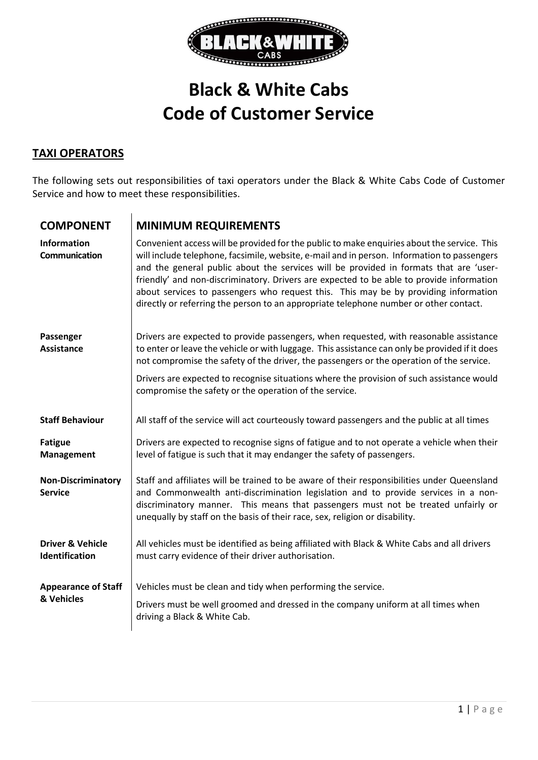# Black & White Cabs
# Code of Customer Service

## TAXI OPERATORS

The following sets out responsibilities of taxi operators under the Black & White Cabs Code of Customer Service and how to meet these responsibilities.

| COMPONENT | MINIMUM REQUIREMENTS |
|---|---|
| **Information Communication** | Convenient access will be provided for the public to make enquiries about the service. This will include telephone, facsimile, website, e-mail and in person. Information to passengers and the general public about the services will be provided in formats that are 'user-friendly' and non-discriminatory. Drivers are expected to be able to provide information about services to passengers who request this. This may be by providing information directly or referring the person to an appropriate telephone number or other contact. |
| **Passenger Assistance** | Drivers are expected to provide passengers, when requested, with reasonable assistance to enter or leave the vehicle or with luggage. This assistance can only be provided if it does not compromise the safety of the driver, the passengers or the operation of the service.<br><br>Drivers are expected to recognise situations where the provision of such assistance would compromise the safety or the operation of the service. |
| **Staff Behaviour** | All staff of the service will act courteously toward passengers and the public at all times |
| **Fatigue Management** | Drivers are expected to recognise signs of fatigue and to not operate a vehicle when their level of fatigue is such that it may endanger the safety of passengers. |
| **Non-Discriminatory Service** | Staff and affiliates will be trained to be aware of their responsibilities under Queensland and Commonwealth anti-discrimination legislation and to provide services in a non-discriminatory manner. This means that passengers must not be treated unfairly or unequally by staff on the basis of their race, sex, religion or disability. |
| **Driver & Vehicle Identification** | All vehicles must be identified as being affiliated with Black & White Cabs and all drivers must carry evidence of their driver authorisation. |
| **Appearance of Staff & Vehicles** | Vehicles must be clean and tidy when performing the service.<br><br>Drivers must be well groomed and dressed in the company uniform at all times when driving a Black & White Cab. |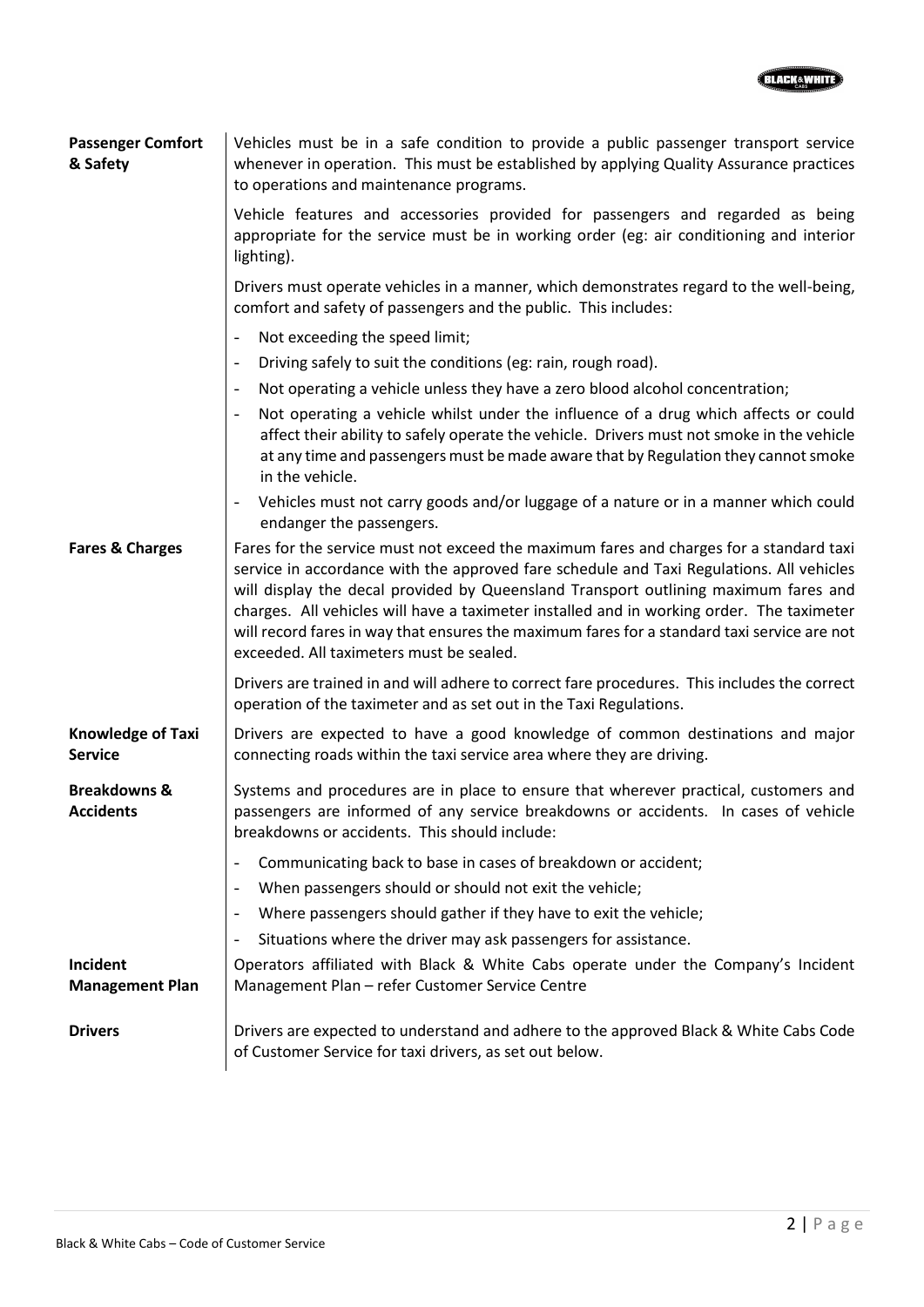**Passenger Comfort & Safety**

Vehicles must be in a safe condition to provide a public passenger transport service whenever in operation. This must be established by applying Quality Assurance practices to operations and maintenance programs.

Vehicle features and accessories provided for passengers and regarded as being appropriate for the service must be in working order (eg: air conditioning and interior lighting).

Drivers must operate vehicles in a manner, which demonstrates regard to the well-being, comfort and safety of passengers and the public. This includes:

- Not exceeding the speed limit;
- Driving safely to suit the conditions (eg: rain, rough road).
- Not operating a vehicle unless they have a zero blood alcohol concentration;
- Not operating a vehicle whilst under the influence of a drug which affects or could affect their ability to safely operate the vehicle. Drivers must not smoke in the vehicle at any time and passengers must be made aware that by Regulation they cannot smoke in the vehicle.
- Vehicles must not carry goods and/or luggage of a nature or in a manner which could endanger the passengers.

**Fares & Charges**

Fares for the service must not exceed the maximum fares and charges for a standard taxi service in accordance with the approved fare schedule and Taxi Regulations. All vehicles will display the decal provided by Queensland Transport outlining maximum fares and charges. All vehicles will have a taximeter installed and in working order. The taximeter will record fares in way that ensures the maximum fares for a standard taxi service are not exceeded. All taximeters must be sealed.

Drivers are trained in and will adhere to correct fare procedures. This includes the correct operation of the taximeter and as set out in the Taxi Regulations.

**Knowledge of Taxi Service**

Drivers are expected to have a good knowledge of common destinations and major connecting roads within the taxi service area where they are driving.

**Breakdowns & Accidents**

Systems and procedures are in place to ensure that wherever practical, customers and passengers are informed of any service breakdowns or accidents. In cases of vehicle breakdowns or accidents. This should include:

- Communicating back to base in cases of breakdown or accident;
- When passengers should or should not exit the vehicle;
- Where passengers should gather if they have to exit the vehicle;
- Situations where the driver may ask passengers for assistance.

**Incident Management Plan**

Operators affiliated with Black & White Cabs operate under the Company's Incident Management Plan – refer Customer Service Centre

**Drivers**

Drivers are expected to understand and adhere to the approved Black & White Cabs Code of Customer Service for taxi drivers, as set out below.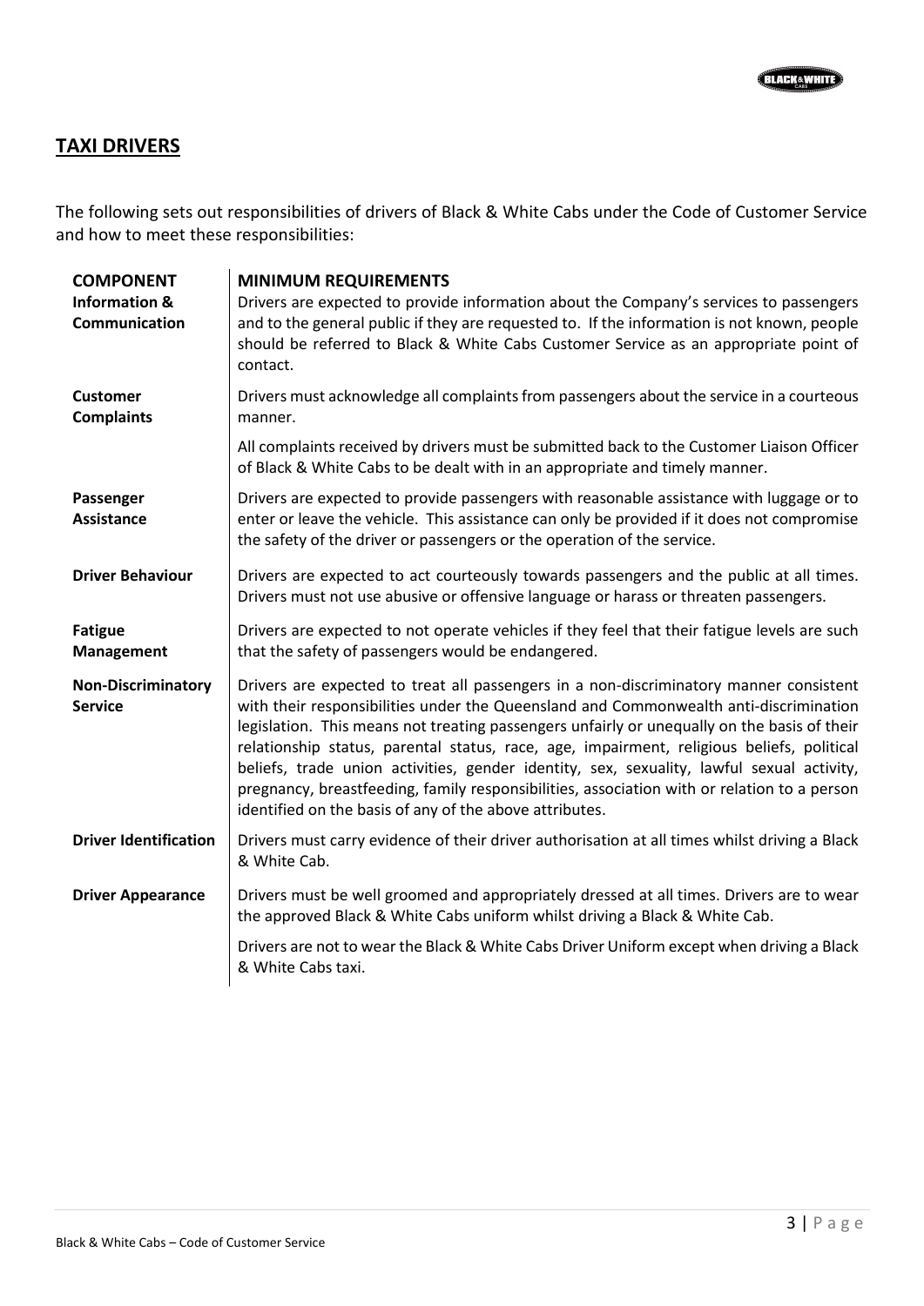## TAXI DRIVERS

The following sets out responsibilities of drivers of Black & White Cabs under the Code of Customer Service and how to meet these responsibilities:

| COMPONENT | MINIMUM REQUIREMENTS |
|---|---|
| **Information & Communication** | Drivers are expected to provide information about the Company's services to passengers and to the general public if they are requested to. If the information is not known, people should be referred to Black & White Cabs Customer Service as an appropriate point of contact. |
| **Customer Complaints** | Drivers must acknowledge all complaints from passengers about the service in a courteous manner.<br><br>All complaints received by drivers must be submitted back to the Customer Liaison Officer of Black & White Cabs to be dealt with in an appropriate and timely manner. |
| **Passenger Assistance** | Drivers are expected to provide passengers with reasonable assistance with luggage or to enter or leave the vehicle. This assistance can only be provided if it does not compromise the safety of the driver or passengers or the operation of the service. |
| **Driver Behaviour** | Drivers are expected to act courteously towards passengers and the public at all times. Drivers must not use abusive or offensive language or harass or threaten passengers. |
| **Fatigue Management** | Drivers are expected to not operate vehicles if they feel that their fatigue levels are such that the safety of passengers would be endangered. |
| **Non-Discriminatory Service** | Drivers are expected to treat all passengers in a non-discriminatory manner consistent with their responsibilities under the Queensland and Commonwealth anti-discrimination legislation. This means not treating passengers unfairly or unequally on the basis of their relationship status, parental status, race, age, impairment, religious beliefs, political beliefs, trade union activities, gender identity, sex, sexuality, lawful sexual activity, pregnancy, breastfeeding, family responsibilities, association with or relation to a person identified on the basis of any of the above attributes. |
| **Driver Identification** | Drivers must carry evidence of their driver authorisation at all times whilst driving a Black & White Cab. |
| **Driver Appearance** | Drivers must be well groomed and appropriately dressed at all times. Drivers are to wear the approved Black & White Cabs uniform whilst driving a Black & White Cab.<br><br>Drivers are not to wear the Black & White Cabs Driver Uniform except when driving a Black & White Cabs taxi. |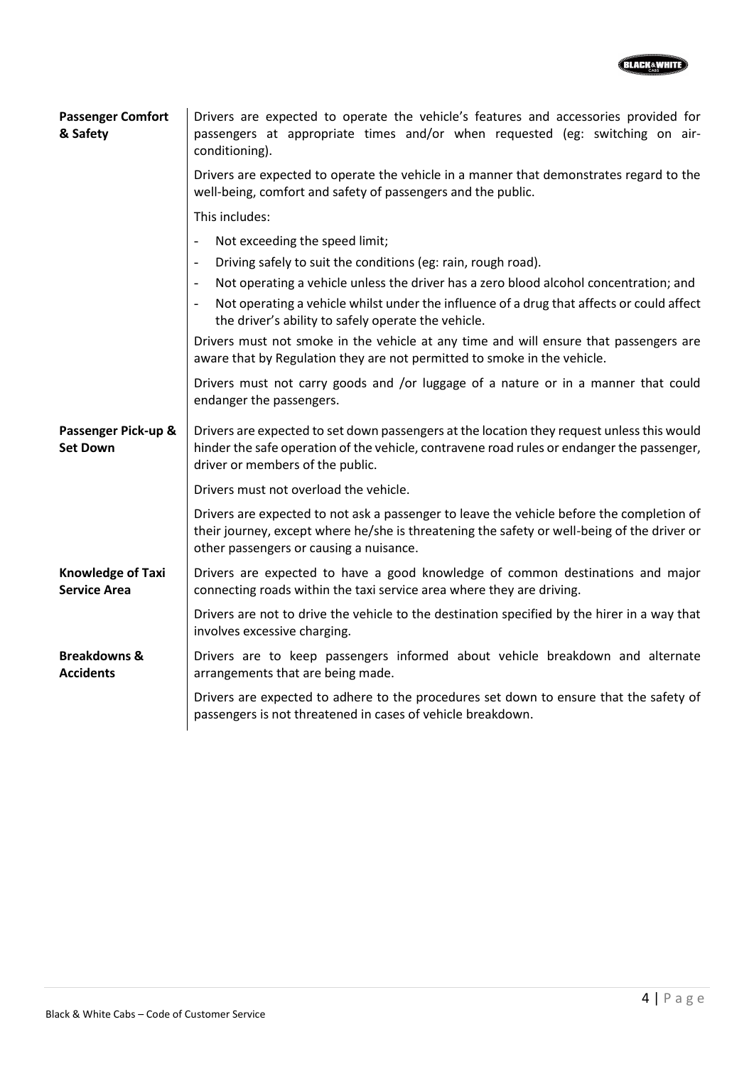| | |
|---|---|
| **Passenger Comfort & Safety** | Drivers are expected to operate the vehicle's features and accessories provided for passengers at appropriate times and/or when requested (eg: switching on air-conditioning).<br><br>Drivers are expected to operate the vehicle in a manner that demonstrates regard to the well-being, comfort and safety of passengers and the public.<br><br>This includes:<br><br>- Not exceeding the speed limit;<br>- Driving safely to suit the conditions (eg: rain, rough road).<br>- Not operating a vehicle unless the driver has a zero blood alcohol concentration; and<br>- Not operating a vehicle whilst under the influence of a drug that affects or could affect the driver's ability to safely operate the vehicle.<br><br>Drivers must not smoke in the vehicle at any time and will ensure that passengers are aware that by Regulation they are not permitted to smoke in the vehicle.<br><br>Drivers must not carry goods and /or luggage of a nature or in a manner that could endanger the passengers. |
| **Passenger Pick-up & Set Down** | Drivers are expected to set down passengers at the location they request unless this would hinder the safe operation of the vehicle, contravene road rules or endanger the passenger, driver or members of the public.<br><br>Drivers must not overload the vehicle.<br><br>Drivers are expected to not ask a passenger to leave the vehicle before the completion of their journey, except where he/she is threatening the safety or well-being of the driver or other passengers or causing a nuisance. |
| **Knowledge of Taxi Service Area** | Drivers are expected to have a good knowledge of common destinations and major connecting roads within the taxi service area where they are driving.<br><br>Drivers are not to drive the vehicle to the destination specified by the hirer in a way that involves excessive charging. |
| **Breakdowns & Accidents** | Drivers are to keep passengers informed about vehicle breakdown and alternate arrangements that are being made.<br><br>Drivers are expected to adhere to the procedures set down to ensure that the safety of passengers is not threatened in cases of vehicle breakdown. |